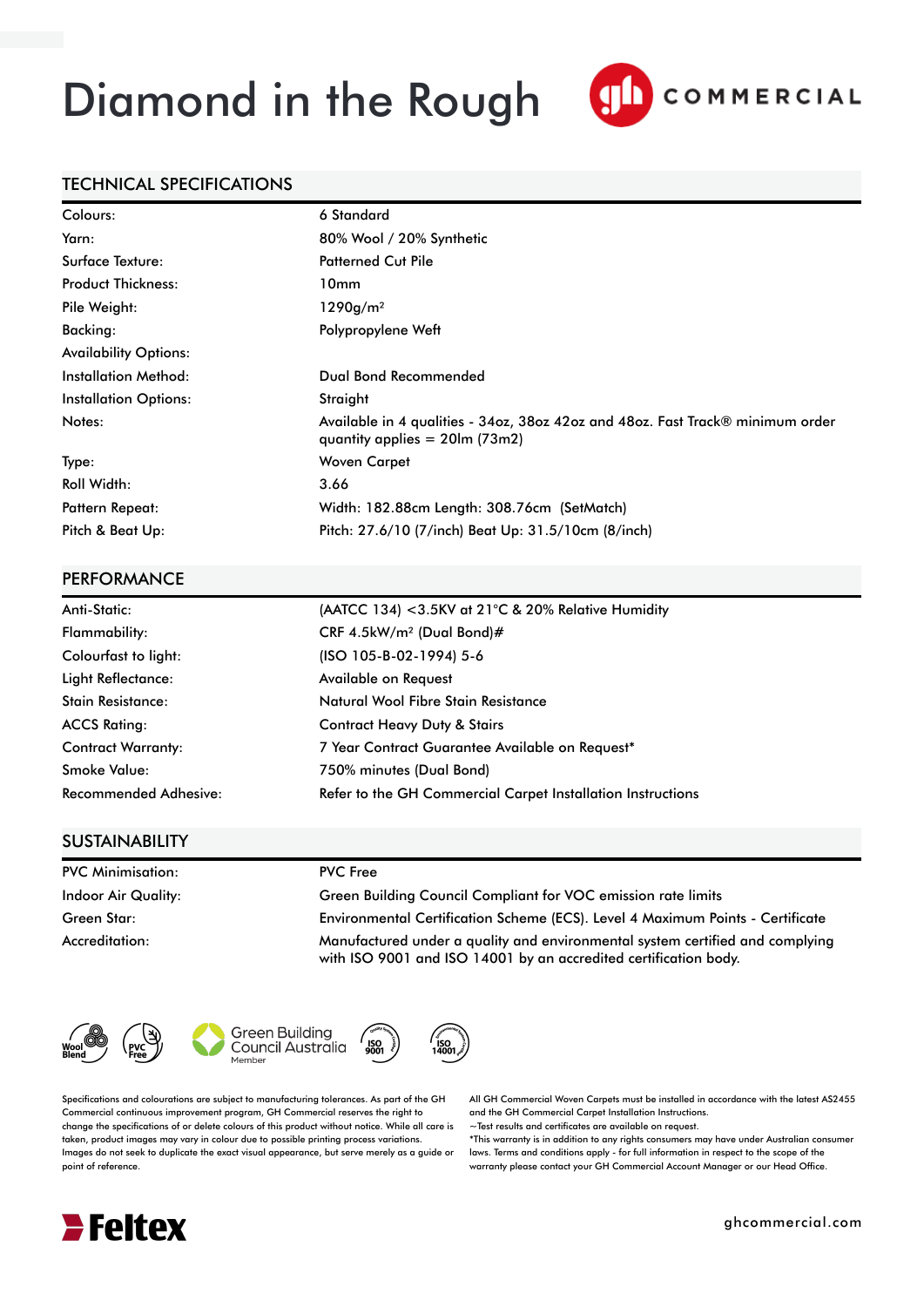# Diamond in the Rough

gh COMMERCIAL

## TECHNICAL SPECIFICATIONS

| | |
|---|---|
| Colours: | 6 Standard |
| Yarn: | 80% Wool / 20% Synthetic |
| Surface Texture: | Patterned Cut Pile |
| Product Thickness: | 10mm |
| Pile Weight: | 1290g/m² |
| Backing: | Polypropylene Weft |
| Availability Options: | |
| Installation Method: | Dual Bond Recommended |
| Installation Options: | Straight |
| Notes: | Available in 4 qualities - 34oz, 38oz 42oz and 48oz. Fast Track® minimum order quantity applies = 20lm (73m2) |
| Type: | Woven Carpet |
| Roll Width: | 3.66 |
| Pattern Repeat: | Width: 182.88cm Length: 308.76cm (SetMatch) |
| Pitch & Beat Up: | Pitch: 27.6/10 (7/inch) Beat Up: 31.5/10cm (8/inch) |

## PERFORMANCE

| | |
|---|---|
| Anti-Static: | (AATCC 134) <3.5KV at 21°C & 20% Relative Humidity |
| Flammability: | CRF 4.5kW/m² (Dual Bond)# |
| Colourfast to light: | (ISO 105-B-02-1994) 5-6 |
| Light Reflectance: | Available on Request |
| Stain Resistance: | Natural Wool Fibre Stain Resistance |
| ACCS Rating: | Contract Heavy Duty & Stairs |
| Contract Warranty: | 7 Year Contract Guarantee Available on Request* |
| Smoke Value: | 750% minutes (Dual Bond) |
| Recommended Adhesive: | Refer to the GH Commercial Carpet Installation Instructions |

## SUSTAINABILITY

| | |
|---|---|
| PVC Minimisation: | PVC Free |
| Indoor Air Quality: | Green Building Council Compliant for VOC emission rate limits |
| Green Star: | Environmental Certification Scheme (ECS). Level 4 Maximum Points - Certificate |
| Accreditation: | Manufactured under a quality and environmental system certified and complying with ISO 9001 and ISO 14001 by an accredited certification body. |

Wool Blend | PVC Free | Green Building Council Australia Member | ISO 9001 | ISO 14001

Specifications and colourations are subject to manufacturing tolerances. As part of the GH Commercial continuous improvement program, GH Commercial reserves the right to change the specifications of or delete colours of this product without notice. While all care is taken, product images may vary in colour due to possible printing process variations. Images do not seek to duplicate the exact visual appearance, but serve merely as a guide or point of reference.

All GH Commercial Woven Carpets must be installed in accordance with the latest AS2455 and the GH Commercial Carpet Installation Instructions.
~Test results and certificates are available on request.
*This warranty is in addition to any rights consumers may have under Australian consumer laws. Terms and conditions apply - for full information in respect to the scope of the warranty please contact your GH Commercial Account Manager or our Head Office.

Feltex

ghcommercial.com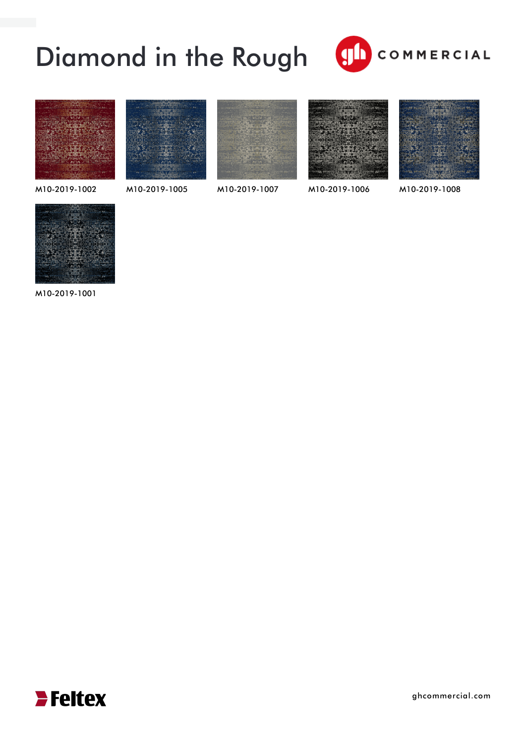# Diamond in the Rough

COMMERCIAL

M10-2019-1002

M10-2019-1005

M10-2019-1007

M10-2019-1006

M10-2019-1008

M10-2019-1001

Feltex

ghcommercial.com